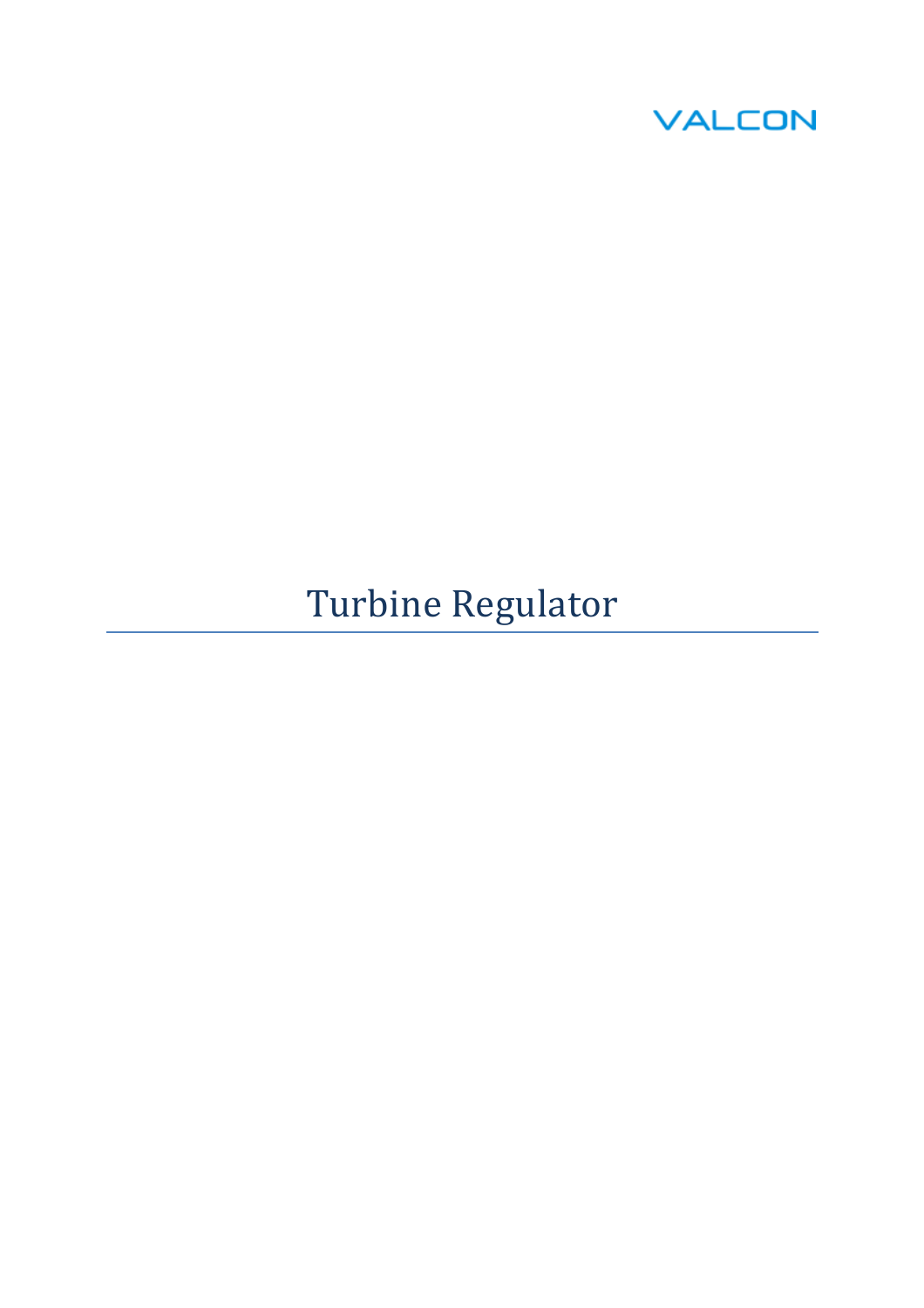VALCON

# Turbine Regulator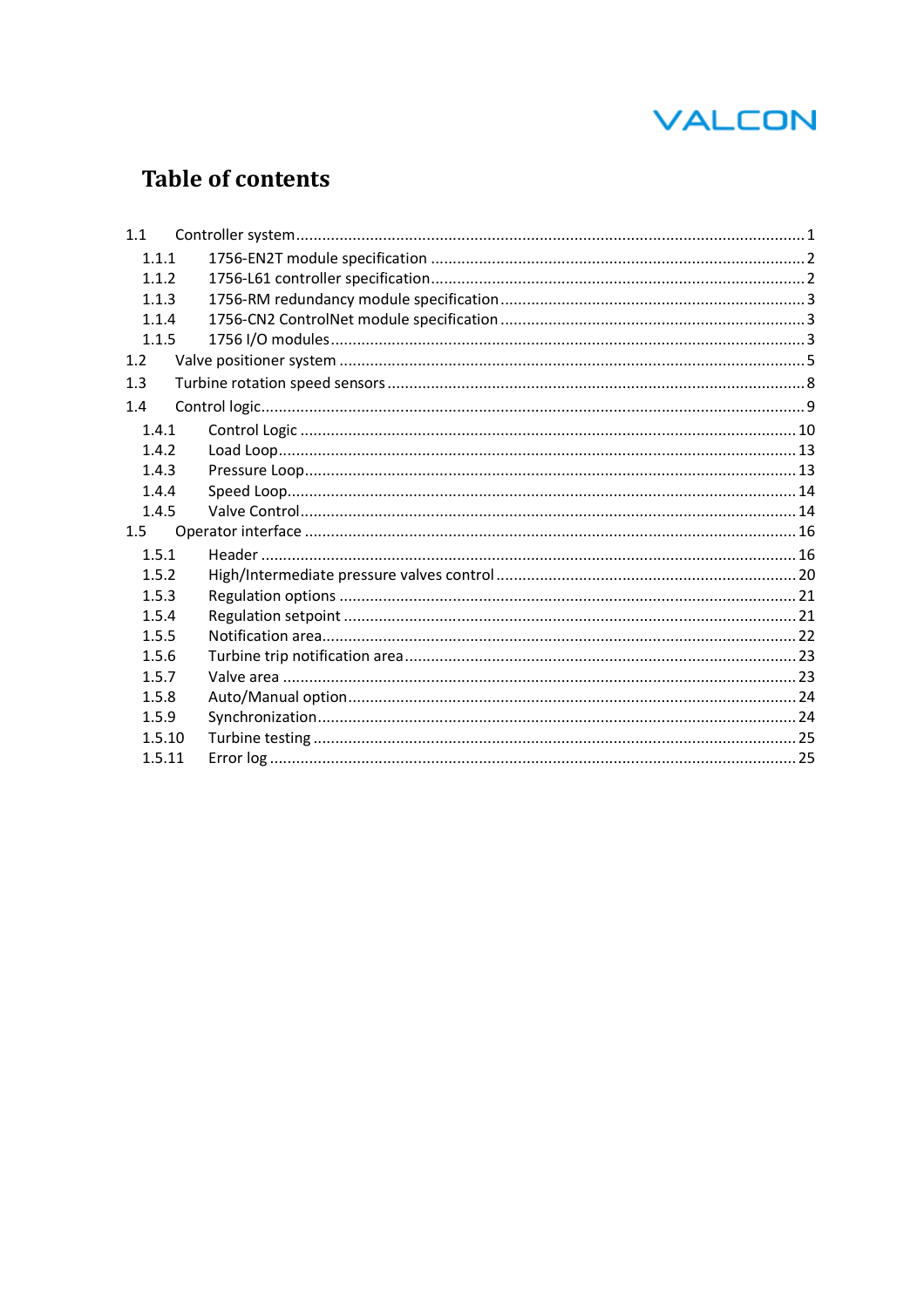# Table of contents

- 1.1 Controller system .......... 1
  - 1.1.1 1756-EN2T module specification .......... 2
  - 1.1.2 1756-L61 controller specification .......... 2
  - 1.1.3 1756-RM redundancy module specification .......... 3
  - 1.1.4 1756-CN2 ControlNet module specification .......... 3
  - 1.1.5 1756 I/O modules .......... 3
- 1.2 Valve positioner system .......... 5
- 1.3 Turbine rotation speed sensors .......... 8
- 1.4 Control logic .......... 9
  - 1.4.1 Control Logic .......... 10
  - 1.4.2 Load Loop .......... 13
  - 1.4.3 Pressure Loop .......... 13
  - 1.4.4 Speed Loop .......... 14
  - 1.4.5 Valve Control .......... 14
- 1.5 Operator interface .......... 16
  - 1.5.1 Header .......... 16
  - 1.5.2 High/Intermediate pressure valves control .......... 20
  - 1.5.3 Regulation options .......... 21
  - 1.5.4 Regulation setpoint .......... 21
  - 1.5.5 Notification area .......... 22
  - 1.5.6 Turbine trip notification area .......... 23
  - 1.5.7 Valve area .......... 23
  - 1.5.8 Auto/Manual option .......... 24
  - 1.5.9 Synchronization .......... 24
  - 1.5.10 Turbine testing .......... 25
  - 1.5.11 Error log .......... 25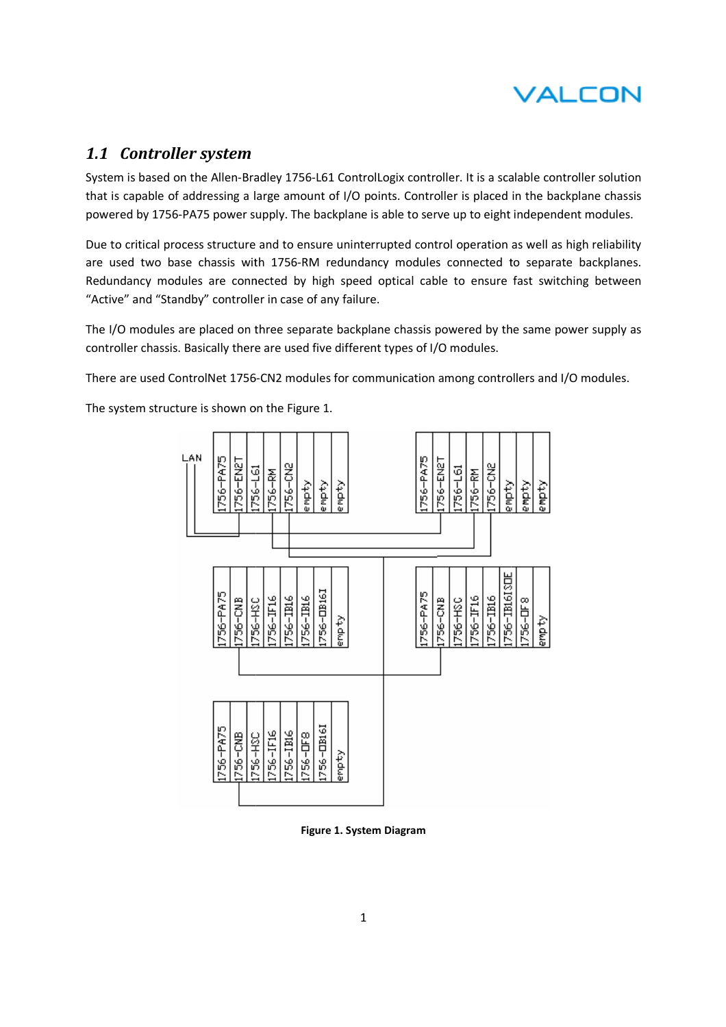## 1.1 *Controller system*

System is based on the Allen-Bradley 1756-L61 ControlLogix controller. It is a scalable controller solution that is capable of addressing a large amount of I/O points. Controller is placed in the backplane chassis powered by 1756-PA75 power supply. The backplane is able to serve up to eight independent modules.

Due to critical process structure and to ensure uninterrupted control operation as well as high reliability are used two base chassis with 1756-RM redundancy modules connected to separate backplanes. Redundancy modules are connected by high speed optical cable to ensure fast switching between "Active" and "Standby" controller in case of any failure.

The I/O modules are placed on three separate backplane chassis powered by the same power supply as controller chassis. Basically there are used five different types of I/O modules.

There are used ControlNet 1756-CN2 modules for communication among controllers and I/O modules.

The system structure is shown on the Figure 1.

**Figure 1. System Diagram**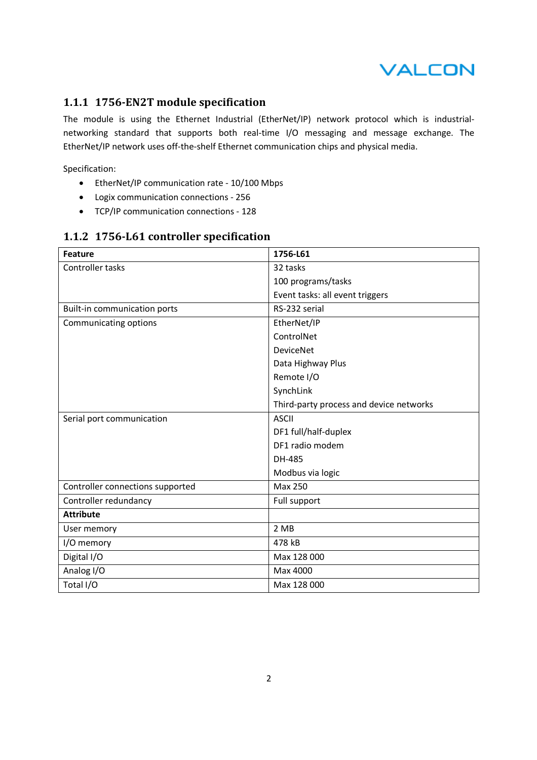### 1.1.1 1756-EN2T module specification

The module is using the Ethernet Industrial (EtherNet/IP) network protocol which is industrial-networking standard that supports both real-time I/O messaging and message exchange. The EtherNet/IP network uses off-the-shelf Ethernet communication chips and physical media.

Specification:

- EtherNet/IP communication rate - 10/100 Mbps
- Logix communication connections - 256
- TCP/IP communication connections - 128

### 1.1.2 1756-L61 controller specification

| **Feature** | **1756-L61** |
|---|---|
| Controller tasks | 32 tasks<br>100 programs/tasks<br>Event tasks: all event triggers |
| Built-in communication ports | RS-232 serial |
| Communicating options | EtherNet/IP<br>ControlNet<br>DeviceNet<br>Data Highway Plus<br>Remote I/O<br>SynchLink<br>Third-party process and device networks |
| Serial port communication | ASCII<br>DF1 full/half-duplex<br>DF1 radio modem<br>DH-485<br>Modbus via logic |
| Controller connections supported | Max 250 |
| Controller redundancy | Full support |
| **Attribute** | |
| User memory | 2 MB |
| I/O memory | 478 kB |
| Digital I/O | Max 128 000 |
| Analog I/O | Max 4000 |
| Total I/O | Max 128 000 |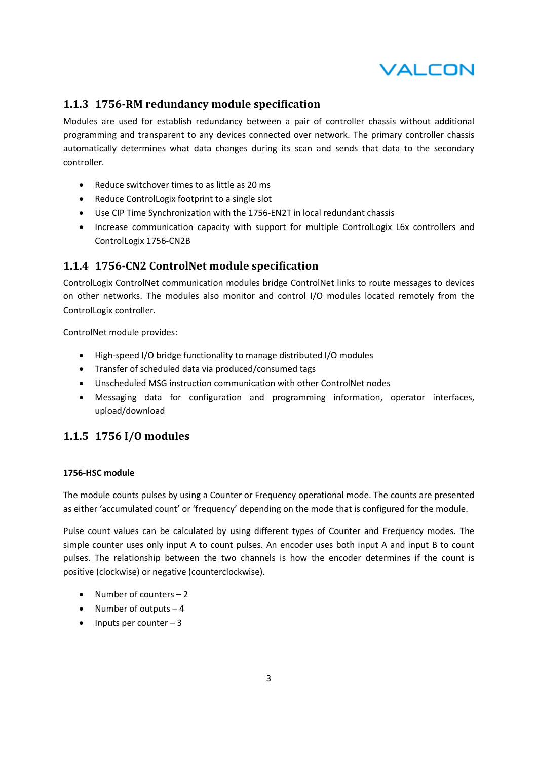### 1.1.3 1756-RM redundancy module specification

Modules are used for establish redundancy between a pair of controller chassis without additional programming and transparent to any devices connected over network. The primary controller chassis automatically determines what data changes during its scan and sends that data to the secondary controller.

- Reduce switchover times to as little as 20 ms
- Reduce ControlLogix footprint to a single slot
- Use CIP Time Synchronization with the 1756-EN2T in local redundant chassis
- Increase communication capacity with support for multiple ControlLogix L6x controllers and ControlLogix 1756-CN2B

### 1.1.4 1756-CN2 ControlNet module specification

ControlLogix ControlNet communication modules bridge ControlNet links to route messages to devices on other networks. The modules also monitor and control I/O modules located remotely from the ControlLogix controller.

ControlNet module provides:

- High-speed I/O bridge functionality to manage distributed I/O modules
- Transfer of scheduled data via produced/consumed tags
- Unscheduled MSG instruction communication with other ControlNet nodes
- Messaging data for configuration and programming information, operator interfaces, upload/download

### 1.1.5 1756 I/O modules

**1756-HSC module**

The module counts pulses by using a Counter or Frequency operational mode. The counts are presented as either 'accumulated count' or 'frequency' depending on the mode that is configured for the module.

Pulse count values can be calculated by using different types of Counter and Frequency modes. The simple counter uses only input A to count pulses. An encoder uses both input A and input B to count pulses. The relationship between the two channels is how the encoder determines if the count is positive (clockwise) or negative (counterclockwise).

- Number of counters – 2
- Number of outputs – 4
- Inputs per counter – 3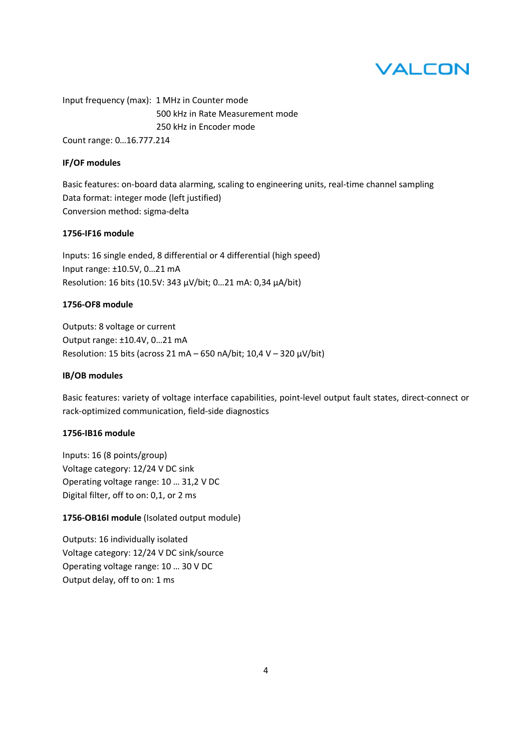Input frequency (max): 1 MHz in Counter mode
500 kHz in Rate Measurement mode
250 kHz in Encoder mode

Count range: 0…16.777.214

**IF/OF modules**

Basic features: on-board data alarming, scaling to engineering units, real-time channel sampling
Data format: integer mode (left justified)
Conversion method: sigma-delta

**1756-IF16 module**

Inputs: 16 single ended, 8 differential or 4 differential (high speed)
Input range: ±10.5V, 0…21 mA
Resolution: 16 bits (10.5V: 343 µV/bit; 0…21 mA: 0,34 µA/bit)

**1756-OF8 module**

Outputs: 8 voltage or current
Output range: ±10.4V, 0…21 mA
Resolution: 15 bits (across 21 mA – 650 nA/bit; 10,4 V – 320 µV/bit)

**IB/OB modules**

Basic features: variety of voltage interface capabilities, point-level output fault states, direct-connect or rack-optimized communication, field-side diagnostics

**1756-IB16 module**

Inputs: 16 (8 points/group)
Voltage category: 12/24 V DC sink
Operating voltage range: 10 … 31,2 V DC
Digital filter, off to on: 0,1, or 2 ms

**1756-OB16I module** (Isolated output module)

Outputs: 16 individually isolated
Voltage category: 12/24 V DC sink/source
Operating voltage range: 10 … 30 V DC
Output delay, off to on: 1 ms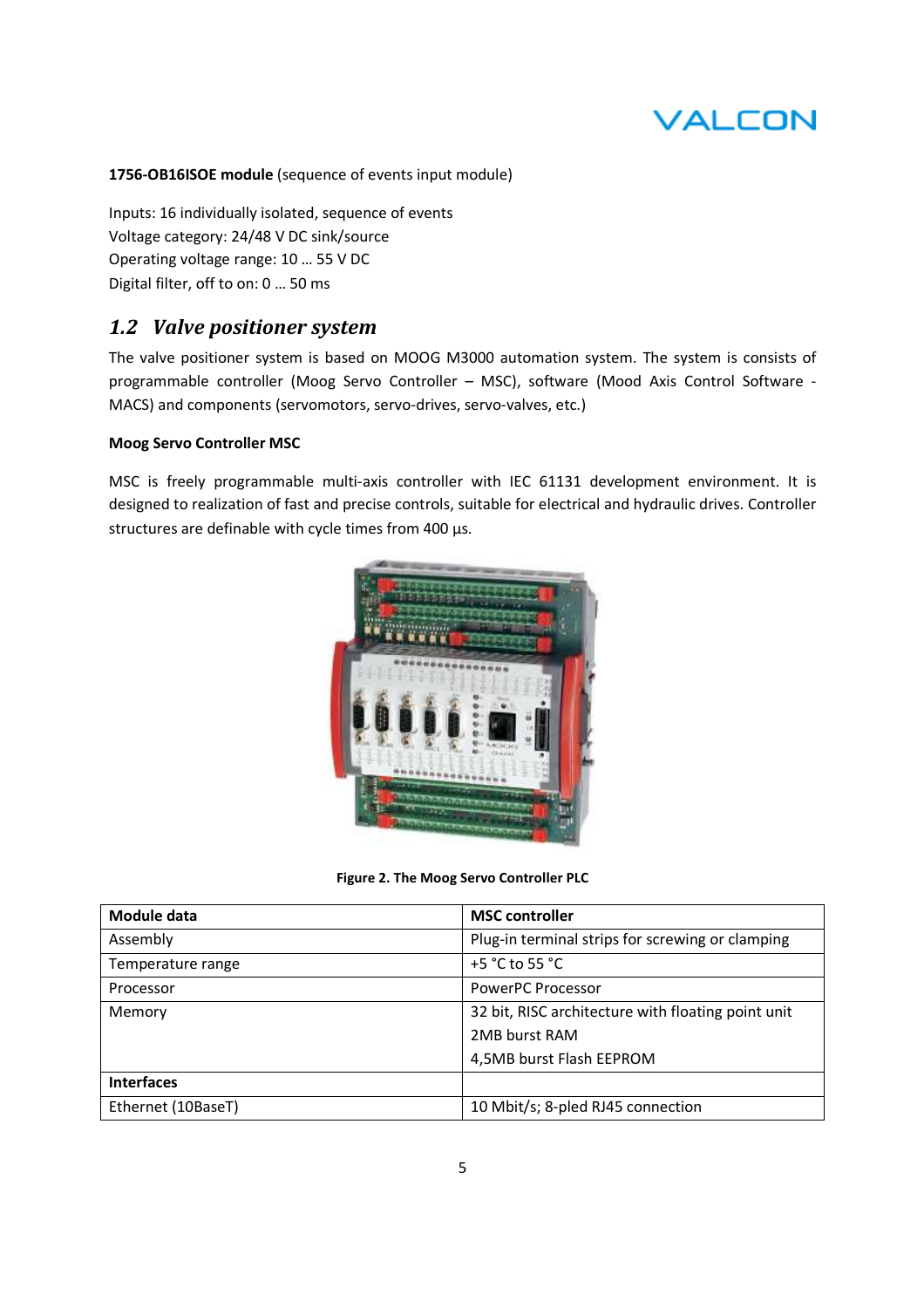**1756-OB16ISOE module** (sequence of events input module)

Inputs: 16 individually isolated, sequence of events
Voltage category: 24/48 V DC sink/source
Operating voltage range: 10 … 55 V DC
Digital filter, off to on: 0 … 50 ms

## *1.2 Valve positioner system*

The valve positioner system is based on MOOG M3000 automation system. The system is consists of programmable controller (Moog Servo Controller – MSC), software (Mood Axis Control Software - MACS) and components (servomotors, servo-drives, servo-valves, etc.)

**Moog Servo Controller MSC**

MSC is freely programmable multi-axis controller with IEC 61131 development environment. It is designed to realization of fast and precise controls, suitable for electrical and hydraulic drives. Controller structures are definable with cycle times from 400 µs.

**Figure 2. The Moog Servo Controller PLC**

| **Module data** | **MSC controller** |
|---|---|
| Assembly | Plug-in terminal strips for screwing or clamping |
| Temperature range | +5 °C to 55 °C |
| Processor | PowerPC Processor |
| Memory | 32 bit, RISC architecture with floating point unit<br>2MB burst RAM<br>4,5MB burst Flash EEPROM |
| **Interfaces** | |
| Ethernet (10BaseT) | 10 Mbit/s; 8-pled RJ45 connection |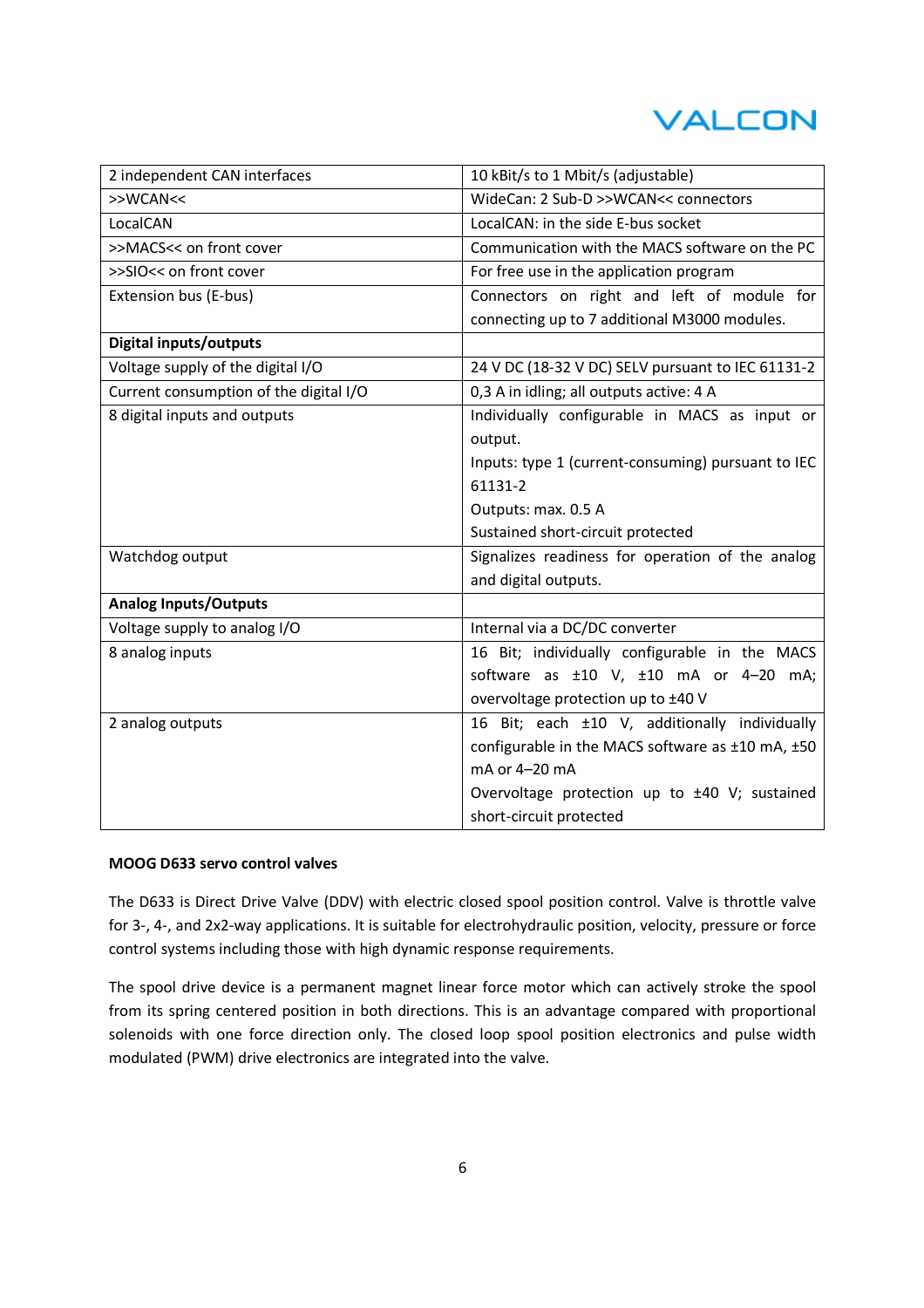| 2 independent CAN interfaces | 10 kBit/s to 1 Mbit/s (adjustable) |
|---|---|
| >>WCAN<< | WideCan: 2 Sub-D >>WCAN<< connectors |
| LocalCAN | LocalCAN: in the side E-bus socket |
| >>MACS<< on front cover | Communication with the MACS software on the PC |
| >>SIO<< on front cover | For free use in the application program |
| Extension bus (E-bus) | Connectors on right and left of module for connecting up to 7 additional M3000 modules. |
| **Digital inputs/outputs** | |
| Voltage supply of the digital I/O | 24 V DC (18-32 V DC) SELV pursuant to IEC 61131-2 |
| Current consumption of the digital I/O | 0,3 A in idling; all outputs active: 4 A |
| 8 digital inputs and outputs | Individually configurable in MACS as input or output.<br>Inputs: type 1 (current-consuming) pursuant to IEC 61131-2<br>Outputs: max. 0.5 A<br>Sustained short-circuit protected |
| Watchdog output | Signalizes readiness for operation of the analog and digital outputs. |
| **Analog Inputs/Outputs** | |
| Voltage supply to analog I/O | Internal via a DC/DC converter |
| 8 analog inputs | 16 Bit; individually configurable in the MACS software as ±10 V, ±10 mA or 4–20 mA; overvoltage protection up to ±40 V |
| 2 analog outputs | 16 Bit; each ±10 V, additionally individually configurable in the MACS software as ±10 mA, ±50 mA or 4–20 mA<br>Overvoltage protection up to ±40 V; sustained short-circuit protected |

**MOOG D633 servo control valves**

The D633 is Direct Drive Valve (DDV) with electric closed spool position control. Valve is throttle valve for 3-, 4-, and 2x2-way applications. It is suitable for electrohydraulic position, velocity, pressure or force control systems including those with high dynamic response requirements.

The spool drive device is a permanent magnet linear force motor which can actively stroke the spool from its spring centered position in both directions. This is an advantage compared with proportional solenoids with one force direction only. The closed loop spool position electronics and pulse width modulated (PWM) drive electronics are integrated into the valve.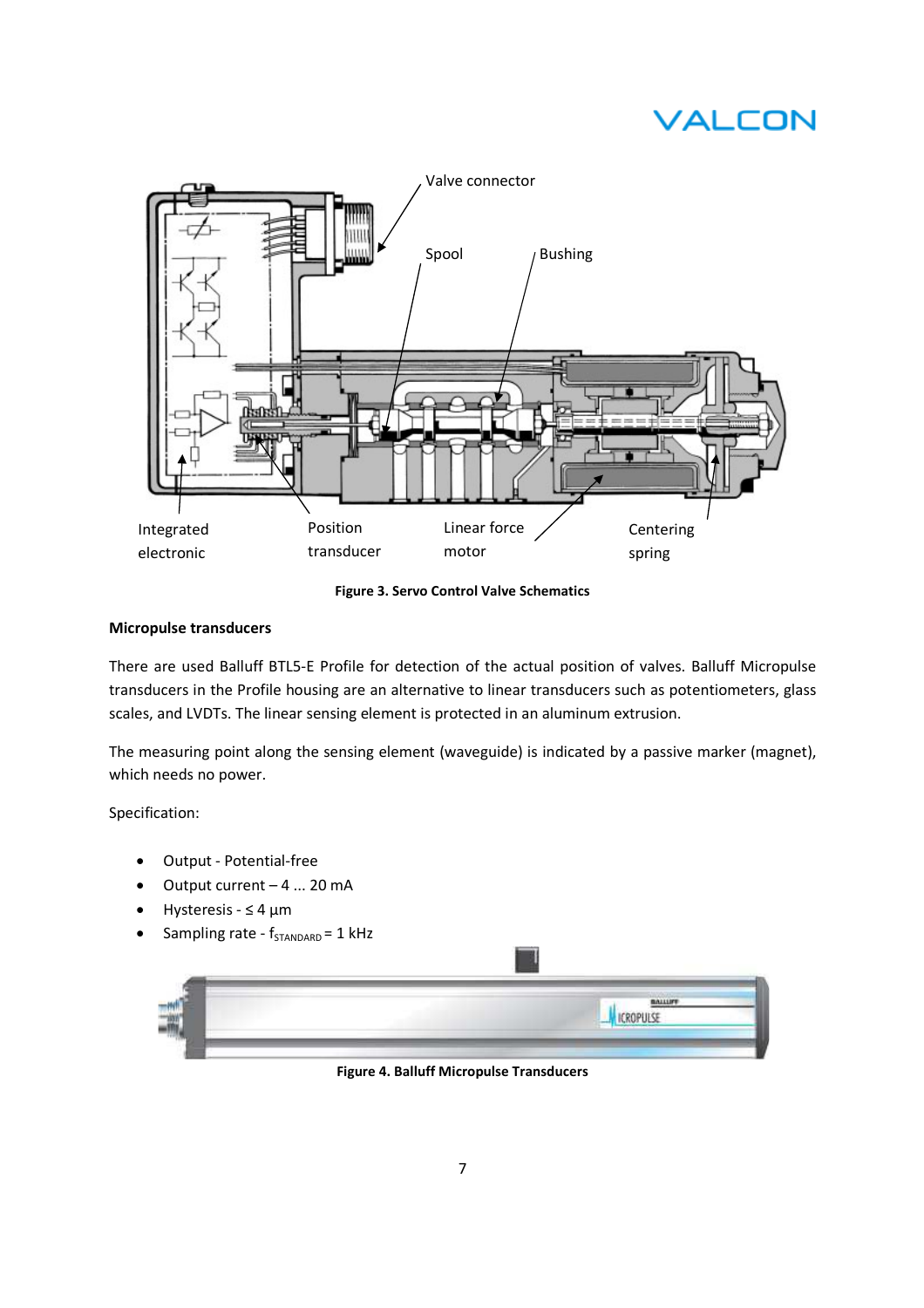Figure 3. Servo Control Valve Schematics

**Micropulse transducers**

There are used Balluff BTL5-E Profile for detection of the actual position of valves. Balluff Micropulse transducers in the Profile housing are an alternative to linear transducers such as potentiometers, glass scales, and LVDTs. The linear sensing element is protected in an aluminum extrusion.

The measuring point along the sensing element (waveguide) is indicated by a passive marker (magnet), which needs no power.

Specification:

- Output - Potential-free
- Output current – 4 ... 20 mA
- Hysteresis - ≤ 4 µm
- Sampling rate - $f_{STANDARD}$ = 1 kHz

Figure 4. Balluff Micropulse Transducers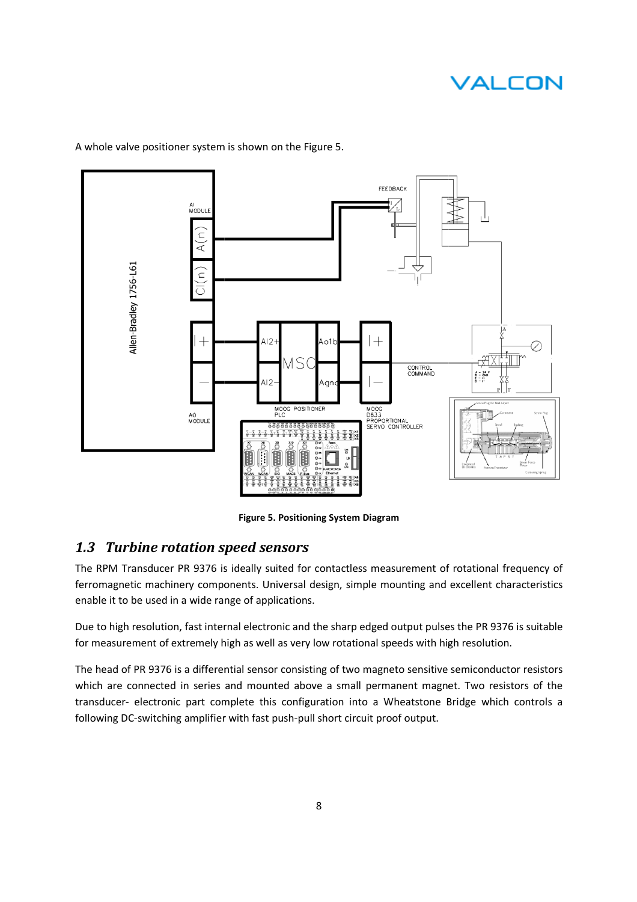A whole valve positioner system is shown on the Figure 5.

**Figure 5. Positioning System Diagram**

## *1.3 Turbine rotation speed sensors*

The RPM Transducer PR 9376 is ideally suited for contactless measurement of rotational frequency of ferromagnetic machinery components. Universal design, simple mounting and excellent characteristics enable it to be used in a wide range of applications.

Due to high resolution, fast internal electronic and the sharp edged output pulses the PR 9376 is suitable for measurement of extremely high as well as very low rotational speeds with high resolution.

The head of PR 9376 is a differential sensor consisting of two magneto sensitive semiconductor resistors which are connected in series and mounted above a small permanent magnet. Two resistors of the transducer- electronic part complete this configuration into a Wheatstone Bridge which controls a following DC-switching amplifier with fast push-pull short circuit proof output.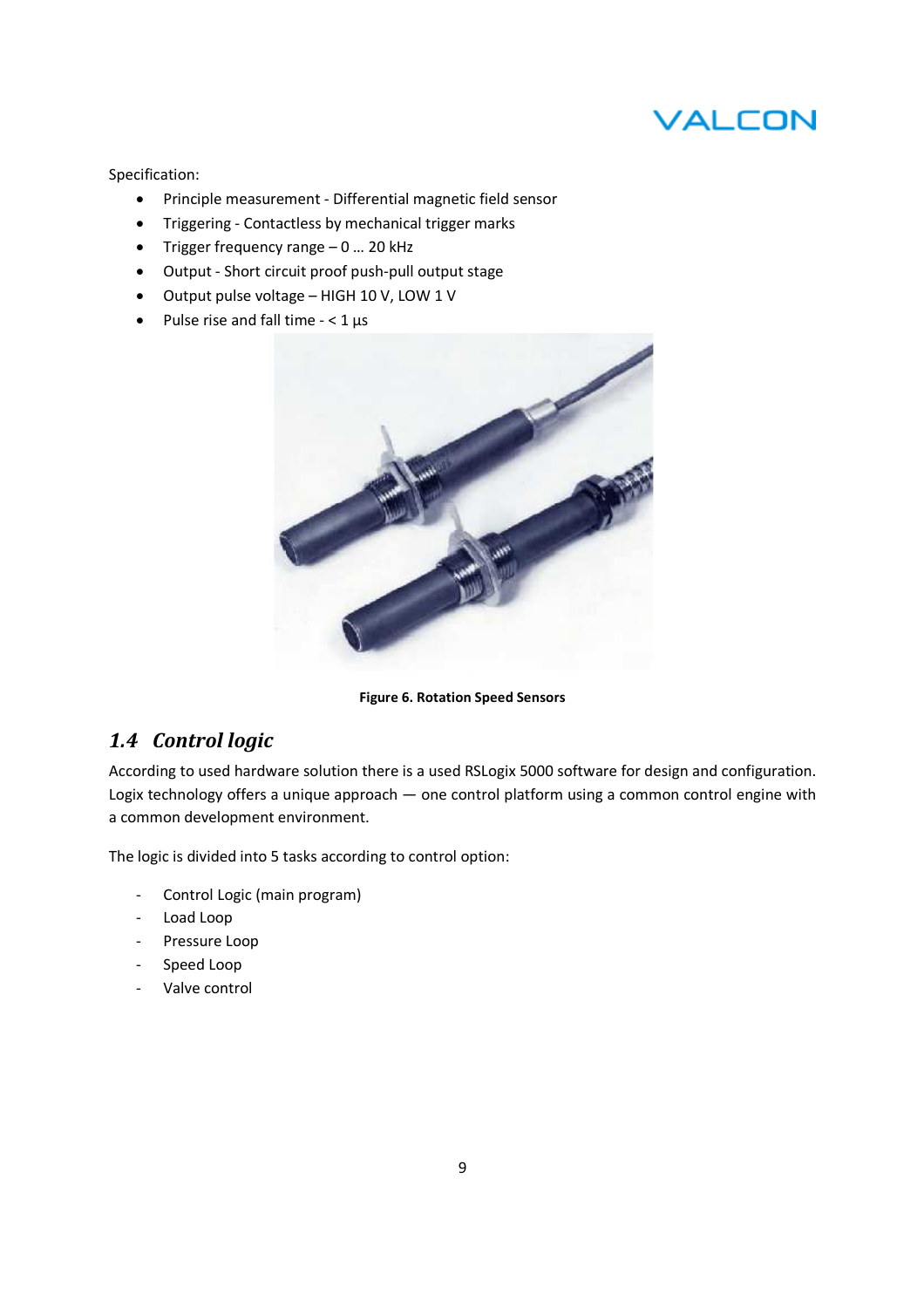Specification:

- Principle measurement - Differential magnetic field sensor
- Triggering - Contactless by mechanical trigger marks
- Trigger frequency range – 0 … 20 kHz
- Output - Short circuit proof push-pull output stage
- Output pulse voltage – HIGH 10 V, LOW 1 V
- Pulse rise and fall time - < 1 µs

**Figure 6. Rotation Speed Sensors**

## *1.4 Control logic*

According to used hardware solution there is a used RSLogix 5000 software for design and configuration. Logix technology offers a unique approach — one control platform using a common control engine with a common development environment.

The logic is divided into 5 tasks according to control option:

- Control Logic (main program)
- Load Loop
- Pressure Loop
- Speed Loop
- Valve control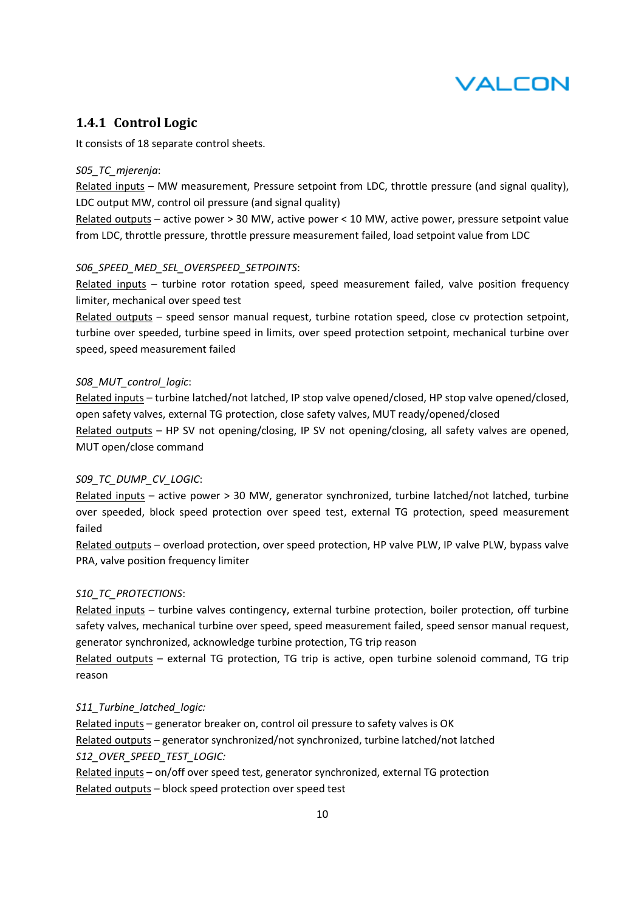### 1.4.1 Control Logic

It consists of 18 separate control sheets.

*S05_TC_mjerenja*:

Related inputs – MW measurement, Pressure setpoint from LDC, throttle pressure (and signal quality), LDC output MW, control oil pressure (and signal quality)

Related outputs – active power > 30 MW, active power < 10 MW, active power, pressure setpoint value from LDC, throttle pressure, throttle pressure measurement failed, load setpoint value from LDC

*S06_SPEED_MED_SEL_OVERSPEED_SETPOINTS*:

Related inputs – turbine rotor rotation speed, speed measurement failed, valve position frequency limiter, mechanical over speed test

Related outputs – speed sensor manual request, turbine rotation speed, close cv protection setpoint, turbine over speeded, turbine speed in limits, over speed protection setpoint, mechanical turbine over speed, speed measurement failed

*S08_MUT_control_logic*:

Related inputs – turbine latched/not latched, IP stop valve opened/closed, HP stop valve opened/closed, open safety valves, external TG protection, close safety valves, MUT ready/opened/closed

Related outputs – HP SV not opening/closing, IP SV not opening/closing, all safety valves are opened, MUT open/close command

*S09_TC_DUMP_CV_LOGIC*:

Related inputs – active power > 30 MW, generator synchronized, turbine latched/not latched, turbine over speeded, block speed protection over speed test, external TG protection, speed measurement failed

Related outputs – overload protection, over speed protection, HP valve PLW, IP valve PLW, bypass valve PRA, valve position frequency limiter

*S10_TC_PROTECTIONS*:

Related inputs – turbine valves contingency, external turbine protection, boiler protection, off turbine safety valves, mechanical turbine over speed, speed measurement failed, speed sensor manual request, generator synchronized, acknowledge turbine protection, TG trip reason

Related outputs – external TG protection, TG trip is active, open turbine solenoid command, TG trip reason

*S11_Turbine_latched_logic:*

Related inputs – generator breaker on, control oil pressure to safety valves is OK

Related outputs – generator synchronized/not synchronized, turbine latched/not latched

*S12_OVER_SPEED_TEST_LOGIC:*

Related inputs – on/off over speed test, generator synchronized, external TG protection

Related outputs – block speed protection over speed test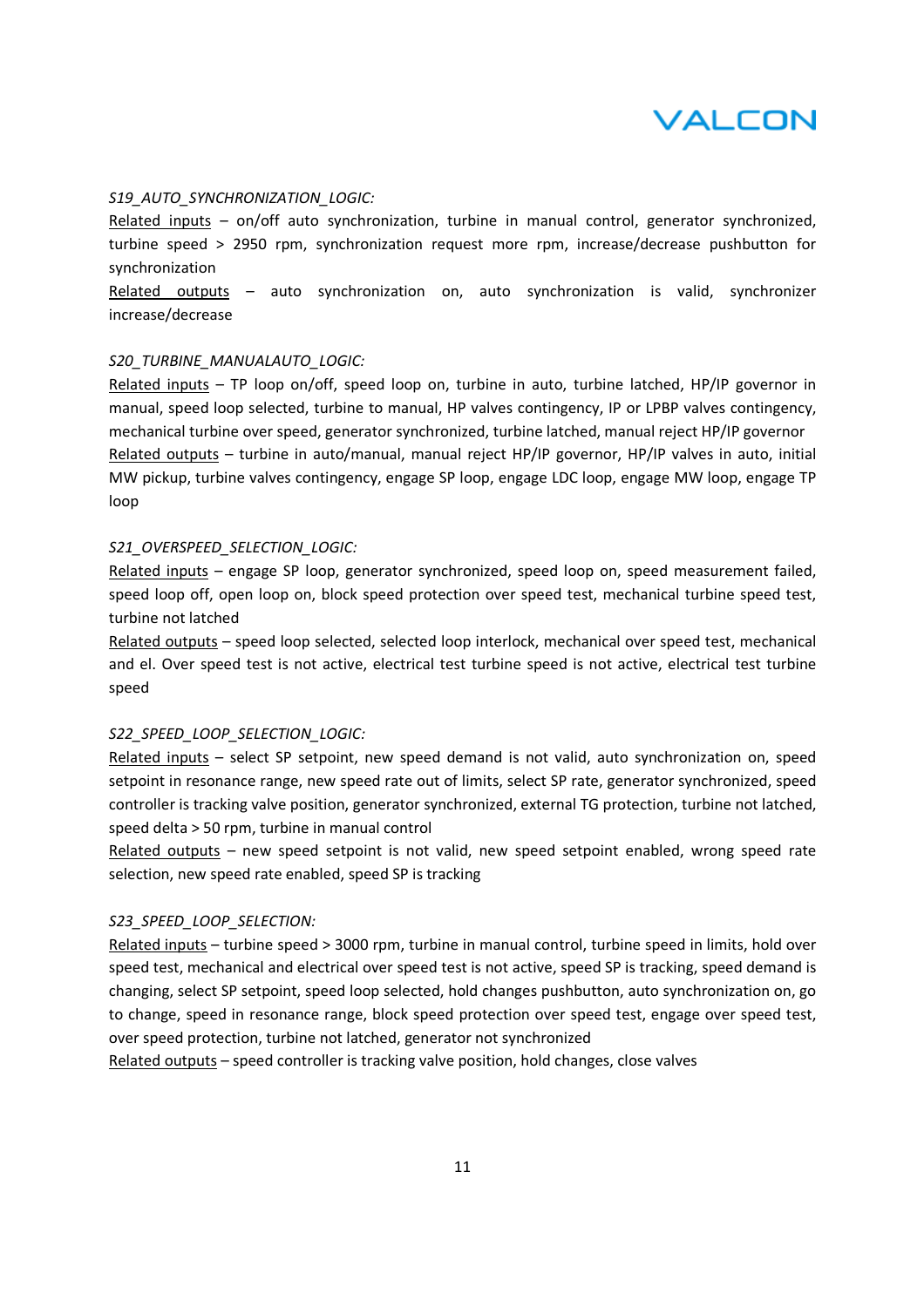*S19_AUTO_SYNCHRONIZATION_LOGIC:*

Related inputs – on/off auto synchronization, turbine in manual control, generator synchronized, turbine speed > 2950 rpm, synchronization request more rpm, increase/decrease pushbutton for synchronization

Related outputs – auto synchronization on, auto synchronization is valid, synchronizer increase/decrease

*S20_TURBINE_MANUALAUTO_LOGIC:*

Related inputs – TP loop on/off, speed loop on, turbine in auto, turbine latched, HP/IP governor in manual, speed loop selected, turbine to manual, HP valves contingency, IP or LPBP valves contingency, mechanical turbine over speed, generator synchronized, turbine latched, manual reject HP/IP governor

Related outputs – turbine in auto/manual, manual reject HP/IP governor, HP/IP valves in auto, initial MW pickup, turbine valves contingency, engage SP loop, engage LDC loop, engage MW loop, engage TP loop

*S21_OVERSPEED_SELECTION_LOGIC:*

Related inputs – engage SP loop, generator synchronized, speed loop on, speed measurement failed, speed loop off, open loop on, block speed protection over speed test, mechanical turbine speed test, turbine not latched

Related outputs – speed loop selected, selected loop interlock, mechanical over speed test, mechanical and el. Over speed test is not active, electrical test turbine speed is not active, electrical test turbine speed

*S22_SPEED_LOOP_SELECTION_LOGIC:*

Related inputs – select SP setpoint, new speed demand is not valid, auto synchronization on, speed setpoint in resonance range, new speed rate out of limits, select SP rate, generator synchronized, speed controller is tracking valve position, generator synchronized, external TG protection, turbine not latched, speed delta > 50 rpm, turbine in manual control

Related outputs – new speed setpoint is not valid, new speed setpoint enabled, wrong speed rate selection, new speed rate enabled, speed SP is tracking

*S23_SPEED_LOOP_SELECTION:*

Related inputs – turbine speed > 3000 rpm, turbine in manual control, turbine speed in limits, hold over speed test, mechanical and electrical over speed test is not active, speed SP is tracking, speed demand is changing, select SP setpoint, speed loop selected, hold changes pushbutton, auto synchronization on, go to change, speed in resonance range, block speed protection over speed test, engage over speed test, over speed protection, turbine not latched, generator not synchronized

Related outputs – speed controller is tracking valve position, hold changes, close valves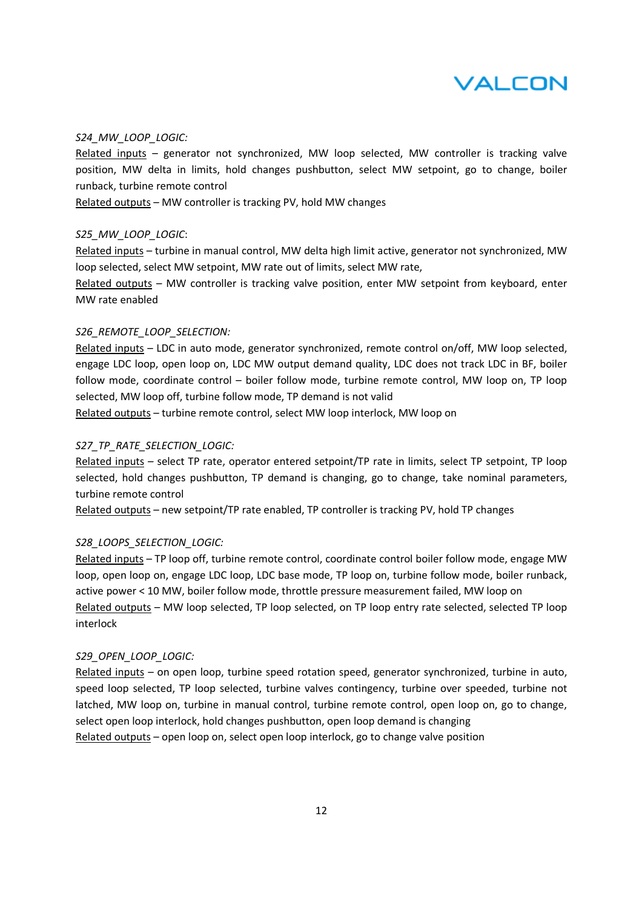*S24_MW_LOOP_LOGIC:*

Related inputs – generator not synchronized, MW loop selected, MW controller is tracking valve position, MW delta in limits, hold changes pushbutton, select MW setpoint, go to change, boiler runback, turbine remote control

Related outputs – MW controller is tracking PV, hold MW changes

*S25_MW_LOOP_LOGIC*:

Related inputs – turbine in manual control, MW delta high limit active, generator not synchronized, MW loop selected, select MW setpoint, MW rate out of limits, select MW rate,

Related outputs – MW controller is tracking valve position, enter MW setpoint from keyboard, enter MW rate enabled

*S26_REMOTE_LOOP_SELECTION:*

Related inputs – LDC in auto mode, generator synchronized, remote control on/off, MW loop selected, engage LDC loop, open loop on, LDC MW output demand quality, LDC does not track LDC in BF, boiler follow mode, coordinate control – boiler follow mode, turbine remote control, MW loop on, TP loop selected, MW loop off, turbine follow mode, TP demand is not valid

Related outputs – turbine remote control, select MW loop interlock, MW loop on

*S27_TP_RATE_SELECTION_LOGIC:*

Related inputs – select TP rate, operator entered setpoint/TP rate in limits, select TP setpoint, TP loop selected, hold changes pushbutton, TP demand is changing, go to change, take nominal parameters, turbine remote control

Related outputs – new setpoint/TP rate enabled, TP controller is tracking PV, hold TP changes

*S28_LOOPS_SELECTION_LOGIC:*

Related inputs – TP loop off, turbine remote control, coordinate control boiler follow mode, engage MW loop, open loop on, engage LDC loop, LDC base mode, TP loop on, turbine follow mode, boiler runback, active power < 10 MW, boiler follow mode, throttle pressure measurement failed, MW loop on

Related outputs – MW loop selected, TP loop selected, on TP loop entry rate selected, selected TP loop interlock

*S29_OPEN_LOOP_LOGIC:*

Related inputs – on open loop, turbine speed rotation speed, generator synchronized, turbine in auto, speed loop selected, TP loop selected, turbine valves contingency, turbine over speeded, turbine not latched, MW loop on, turbine in manual control, turbine remote control, open loop on, go to change, select open loop interlock, hold changes pushbutton, open loop demand is changing

Related outputs – open loop on, select open loop interlock, go to change valve position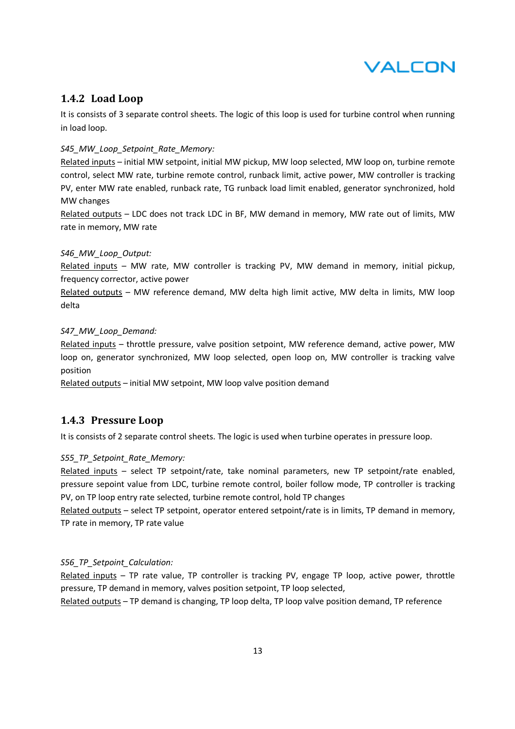### 1.4.2 Load Loop

It is consists of 3 separate control sheets. The logic of this loop is used for turbine control when running in load loop.

*S45_MW_Loop_Setpoint_Rate_Memory:*

Related inputs – initial MW setpoint, initial MW pickup, MW loop selected, MW loop on, turbine remote control, select MW rate, turbine remote control, runback limit, active power, MW controller is tracking PV, enter MW rate enabled, runback rate, TG runback load limit enabled, generator synchronized, hold MW changes

Related outputs – LDC does not track LDC in BF, MW demand in memory, MW rate out of limits, MW rate in memory, MW rate

*S46_MW_Loop_Output:*

Related inputs – MW rate, MW controller is tracking PV, MW demand in memory, initial pickup, frequency corrector, active power

Related outputs – MW reference demand, MW delta high limit active, MW delta in limits, MW loop delta

*S47_MW_Loop_Demand:*

Related inputs – throttle pressure, valve position setpoint, MW reference demand, active power, MW loop on, generator synchronized, MW loop selected, open loop on, MW controller is tracking valve position

Related outputs – initial MW setpoint, MW loop valve position demand

### 1.4.3 Pressure Loop

It is consists of 2 separate control sheets. The logic is used when turbine operates in pressure loop.

*S55_TP_Setpoint_Rate_Memory:*

Related inputs – select TP setpoint/rate, take nominal parameters, new TP setpoint/rate enabled, pressure sepoint value from LDC, turbine remote control, boiler follow mode, TP controller is tracking PV, on TP loop entry rate selected, turbine remote control, hold TP changes

Related outputs – select TP setpoint, operator entered setpoint/rate is in limits, TP demand in memory, TP rate in memory, TP rate value

*S56_TP_Setpoint_Calculation:*

Related inputs – TP rate value, TP controller is tracking PV, engage TP loop, active power, throttle pressure, TP demand in memory, valves position setpoint, TP loop selected,

Related outputs – TP demand is changing, TP loop delta, TP loop valve position demand, TP reference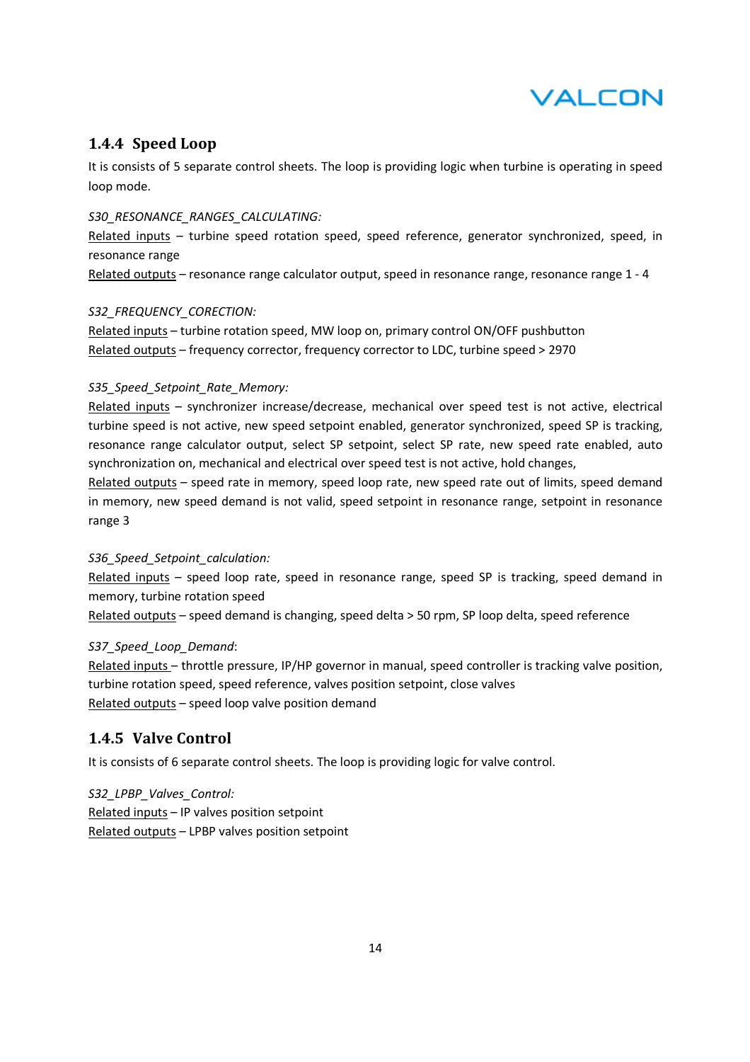### 1.4.4 Speed Loop

It is consists of 5 separate control sheets. The loop is providing logic when turbine is operating in speed loop mode.

*S30_RESONANCE_RANGES_CALCULATING:*

Related inputs – turbine speed rotation speed, speed reference, generator synchronized, speed, in resonance range

Related outputs – resonance range calculator output, speed in resonance range, resonance range 1 - 4

*S32_FREQUENCY_CORECTION:*

Related inputs – turbine rotation speed, MW loop on, primary control ON/OFF pushbutton

Related outputs – frequency corrector, frequency corrector to LDC, turbine speed > 2970

*S35_Speed_Setpoint_Rate_Memory:*

Related inputs – synchronizer increase/decrease, mechanical over speed test is not active, electrical turbine speed is not active, new speed setpoint enabled, generator synchronized, speed SP is tracking, resonance range calculator output, select SP setpoint, select SP rate, new speed rate enabled, auto synchronization on, mechanical and electrical over speed test is not active, hold changes,

Related outputs – speed rate in memory, speed loop rate, new speed rate out of limits, speed demand in memory, new speed demand is not valid, speed setpoint in resonance range, setpoint in resonance range 3

*S36_Speed_Setpoint_calculation:*

Related inputs – speed loop rate, speed in resonance range, speed SP is tracking, speed demand in memory, turbine rotation speed

Related outputs – speed demand is changing, speed delta > 50 rpm, SP loop delta, speed reference

*S37_Speed_Loop_Demand*:

Related inputs – throttle pressure, IP/HP governor in manual, speed controller is tracking valve position, turbine rotation speed, speed reference, valves position setpoint, close valves

Related outputs – speed loop valve position demand

### 1.4.5 Valve Control

It is consists of 6 separate control sheets. The loop is providing logic for valve control.

*S32_LPBP_Valves_Control:*

Related inputs – IP valves position setpoint

Related outputs – LPBP valves position setpoint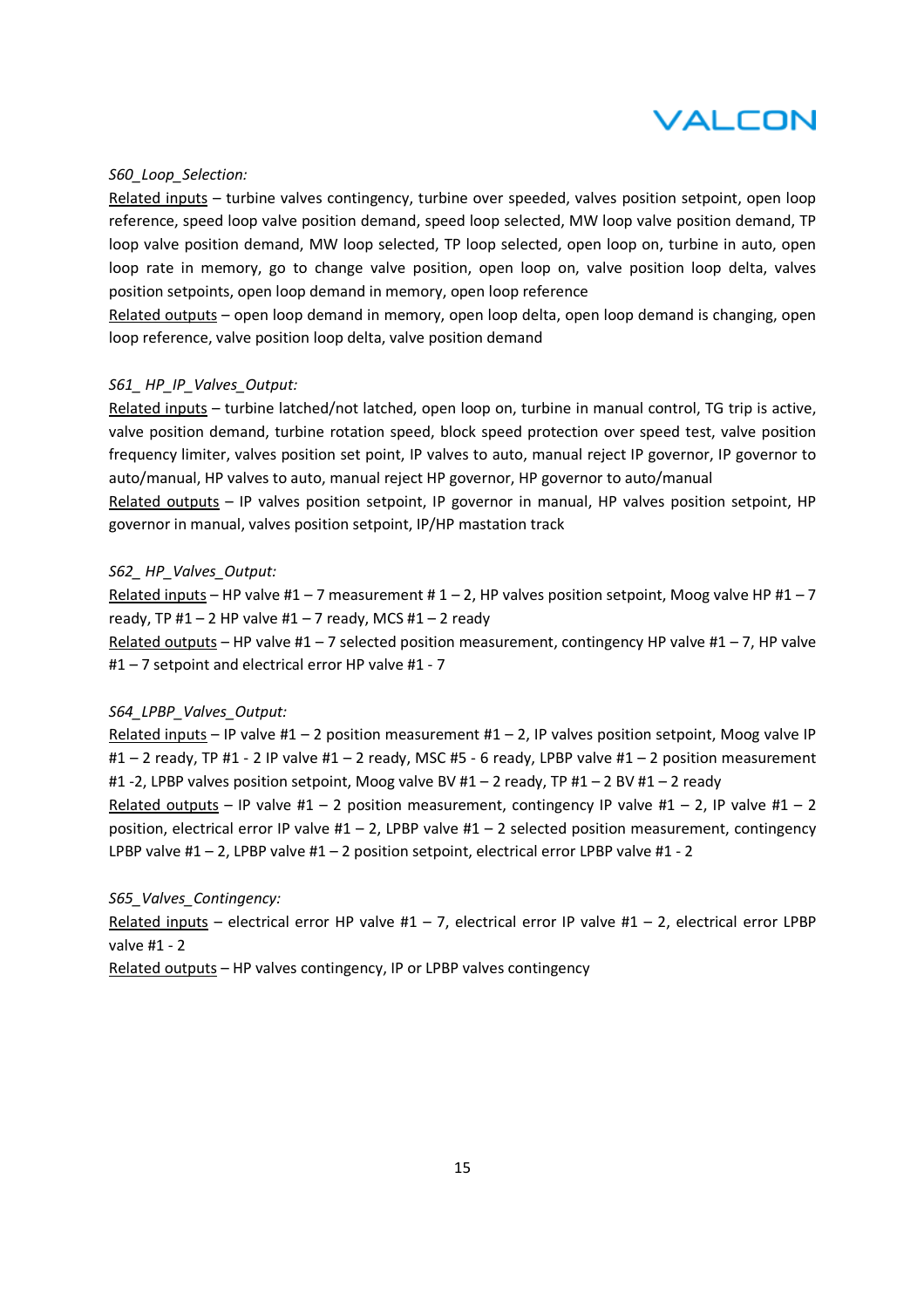*S60_Loop_Selection:*

Related inputs – turbine valves contingency, turbine over speeded, valves position setpoint, open loop reference, speed loop valve position demand, speed loop selected, MW loop valve position demand, TP loop valve position demand, MW loop selected, TP loop selected, open loop on, turbine in auto, open loop rate in memory, go to change valve position, open loop on, valve position loop delta, valves position setpoints, open loop demand in memory, open loop reference

Related outputs – open loop demand in memory, open loop delta, open loop demand is changing, open loop reference, valve position loop delta, valve position demand

*S61_ HP_IP_Valves_Output:*

Related inputs – turbine latched/not latched, open loop on, turbine in manual control, TG trip is active, valve position demand, turbine rotation speed, block speed protection over speed test, valve position frequency limiter, valves position set point, IP valves to auto, manual reject IP governor, IP governor to auto/manual, HP valves to auto, manual reject HP governor, HP governor to auto/manual

Related outputs – IP valves position setpoint, IP governor in manual, HP valves position setpoint, HP governor in manual, valves position setpoint, IP/HP mastation track

*S62_ HP_Valves_Output:*

Related inputs – HP valve #1 – 7 measurement # 1 – 2, HP valves position setpoint, Moog valve HP #1 – 7 ready, TP #1 – 2 HP valve #1 – 7 ready, MCS #1 – 2 ready

Related outputs – HP valve #1 – 7 selected position measurement, contingency HP valve #1 – 7, HP valve #1 – 7 setpoint and electrical error HP valve #1 - 7

*S64_LPBP_Valves_Output:*

Related inputs – IP valve #1 – 2 position measurement #1 – 2, IP valves position setpoint, Moog valve IP #1 – 2 ready, TP #1 - 2 IP valve #1 – 2 ready, MSC #5 - 6 ready, LPBP valve #1 – 2 position measurement #1 -2, LPBP valves position setpoint, Moog valve BV #1 – 2 ready, TP #1 – 2 BV #1 – 2 ready

Related outputs – IP valve #1 – 2 position measurement, contingency IP valve #1 – 2, IP valve #1 – 2 position, electrical error IP valve #1 – 2, LPBP valve #1 – 2 selected position measurement, contingency LPBP valve #1 – 2, LPBP valve #1 – 2 position setpoint, electrical error LPBP valve #1 - 2

*S65_Valves_Contingency:*

Related inputs – electrical error HP valve #1 – 7, electrical error IP valve #1 – 2, electrical error LPBP valve #1 - 2

Related outputs – HP valves contingency, IP or LPBP valves contingency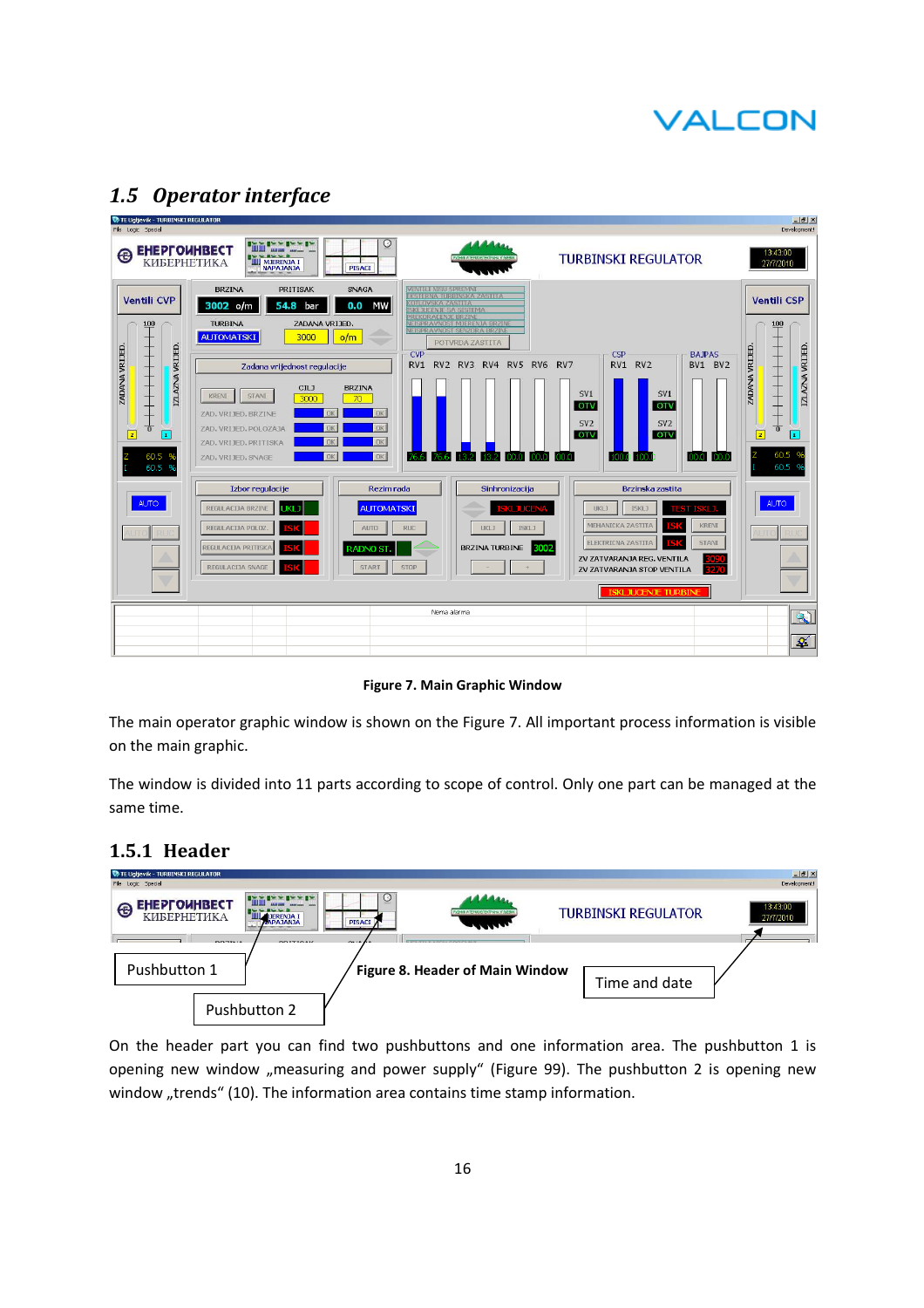## 1.5 *Operator interface*

**Figure 7. Main Graphic Window**

The main operator graphic window is shown on the Figure 7. All important process information is visible on the main graphic.

The window is divided into 11 parts according to scope of control. Only one part can be managed at the same time.

### 1.5.1 Header

Pushbutton 1

Pushbutton 2

**Figure 8. Header of Main Window**

Time and date

On the header part you can find two pushbuttons and one information area. The pushbutton 1 is opening new window „measuring and power supply“ (Figure 99). The pushbutton 2 is opening new window „trends“ (10). The information area contains time stamp information.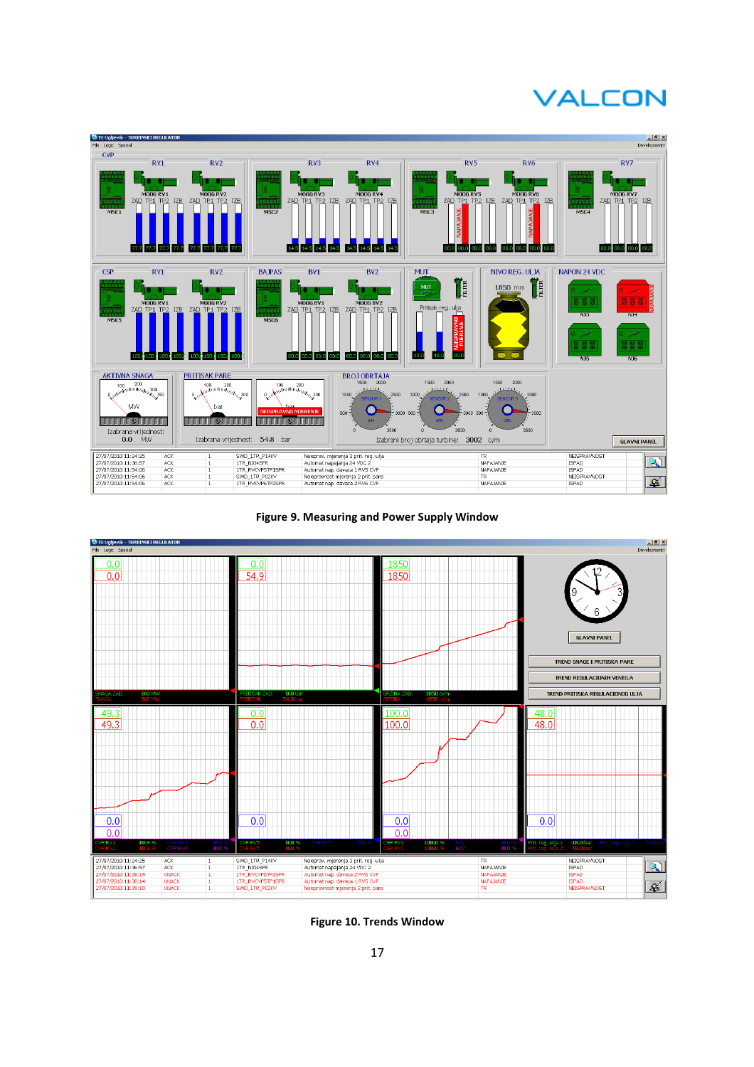Figure 9. Measuring and Power Supply Window

Figure 10. Trends Window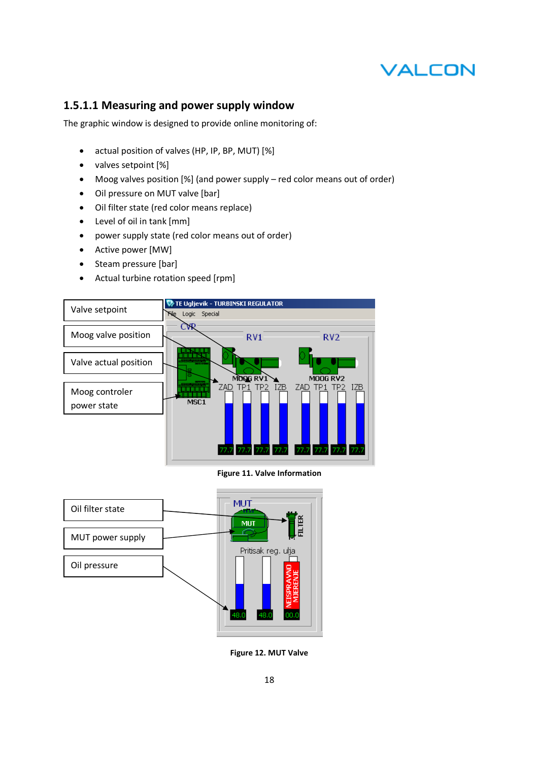### 1.5.1.1 Measuring and power supply window

The graphic window is designed to provide online monitoring of:

- actual position of valves (HP, IP, BP, MUT) [%]
- valves setpoint [%]
- Moog valves position [%] (and power supply – red color means out of order)
- Oil pressure on MUT valve [bar]
- Oil filter state (red color means replace)
- Level of oil in tank [mm]
- power supply state (red color means out of order)
- Active power [MW]
- Steam pressure [bar]
- Actual turbine rotation speed [rpm]

**Figure 11. Valve Information**

**Figure 12. MUT Valve**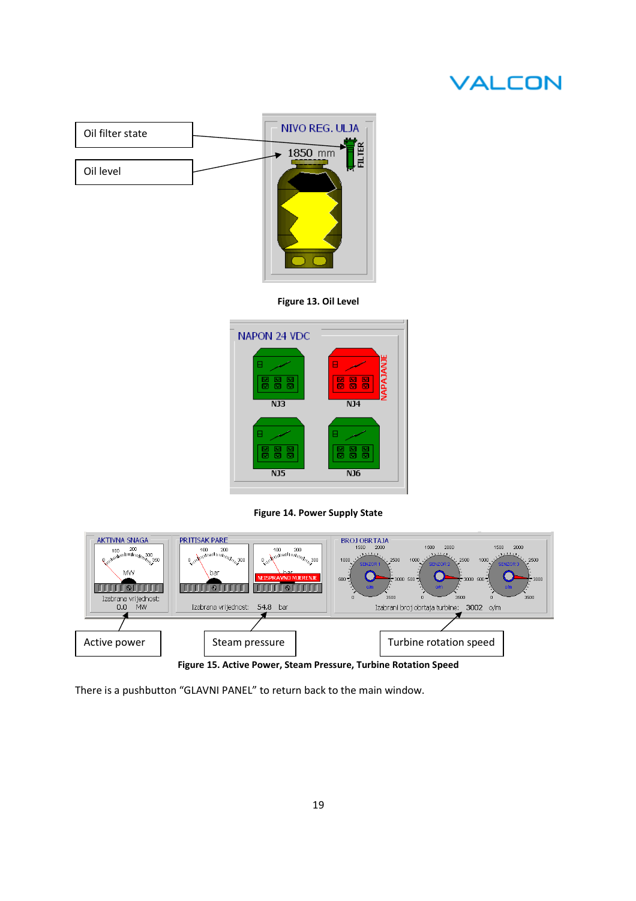Figure 13. Oil Level

Figure 14. Power Supply State

Figure 15. Active Power, Steam Pressure, Turbine Rotation Speed

There is a pushbutton “GLAVNI PANEL” to return back to the main window.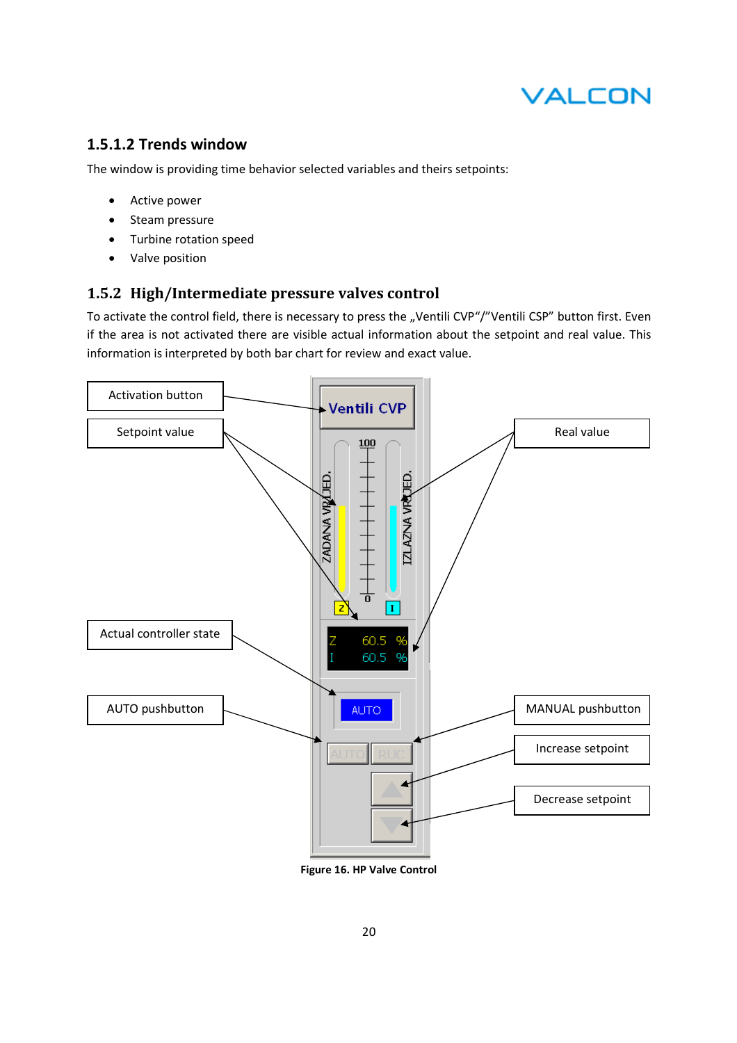### 1.5.1.2 Trends window

The window is providing time behavior selected variables and theirs setpoints:

- Active power
- Steam pressure
- Turbine rotation speed
- Valve position

## 1.5.2 High/Intermediate pressure valves control

To activate the control field, there is necessary to press the „Ventili CVP"/"Ventili CSP" button first. Even if the area is not activated there are visible actual information about the setpoint and real value. This information is interpreted by both bar chart for review and exact value.

Figure 16. HP Valve Control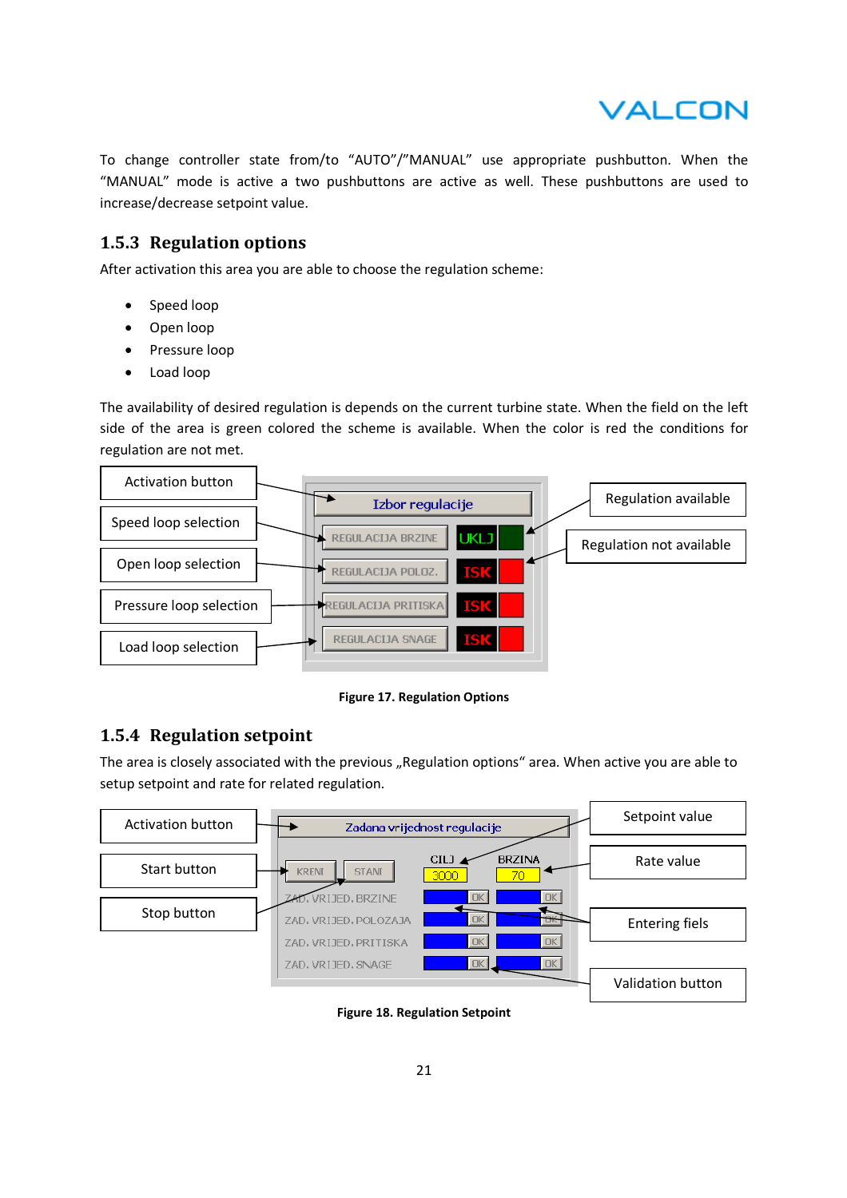To change controller state from/to "AUTO"/"MANUAL" use appropriate pushbutton. When the "MANUAL" mode is active a two pushbuttons are active as well. These pushbuttons are used to increase/decrease setpoint value.

### 1.5.3 Regulation options

After activation this area you are able to choose the regulation scheme:

- Speed loop
- Open loop
- Pressure loop
- Load loop

The availability of desired regulation is depends on the current turbine state. When the field on the left side of the area is green colored the scheme is available. When the color is red the conditions for regulation are not met.

Activation button
Speed loop selection
Open loop selection
Pressure loop selection
Load loop selection
Regulation available
Regulation not available

Izbor regulacije
REGULACIJA BRZINE UKLJ
REGULACIJA POLOZ. ISK
REGULACIJA PRITISKA ISK
REGULACIJA SNAGE ISK

**Figure 17. Regulation Options**

### 1.5.4 Regulation setpoint

The area is closely associated with the previous „Regulation options" area. When active you are able to setup setpoint and rate for related regulation.

Activation button
Start button
Stop button
Setpoint value
Rate value
Entering fiels
Validation button

Zadana vrijednost regulacije
KRENI STANI
CILJ 3000
BRZINA 70
ZAD. VRIJED. BRZINE OK OK
ZAD. VRIJED. POLOZAJA OK OK
ZAD. VRIJED. PRITISKA OK OK
ZAD. VRIJED. SNAGE OK OK

**Figure 18. Regulation Setpoint**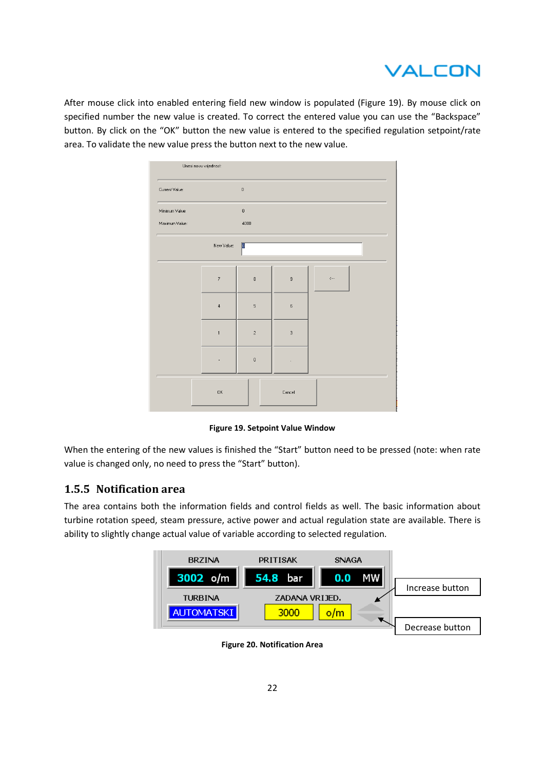After mouse click into enabled entering field new window is populated (Figure 19). By mouse click on specified number the new value is created. To correct the entered value you can use the “Backspace” button. By click on the “OK” button the new value is entered to the specified regulation setpoint/rate area. To validate the new value press the button next to the new value.

**Figure 19. Setpoint Value Window**

When the entering of the new values is finished the “Start” button need to be pressed (note: when rate value is changed only, no need to press the “Start” button).

## 1.5.5 Notification area

The area contains both the information fields and control fields as well. The basic information about turbine rotation speed, steam pressure, active power and actual regulation state are available. There is ability to slightly change actual value of variable according to selected regulation.

**Figure 20. Notification Area**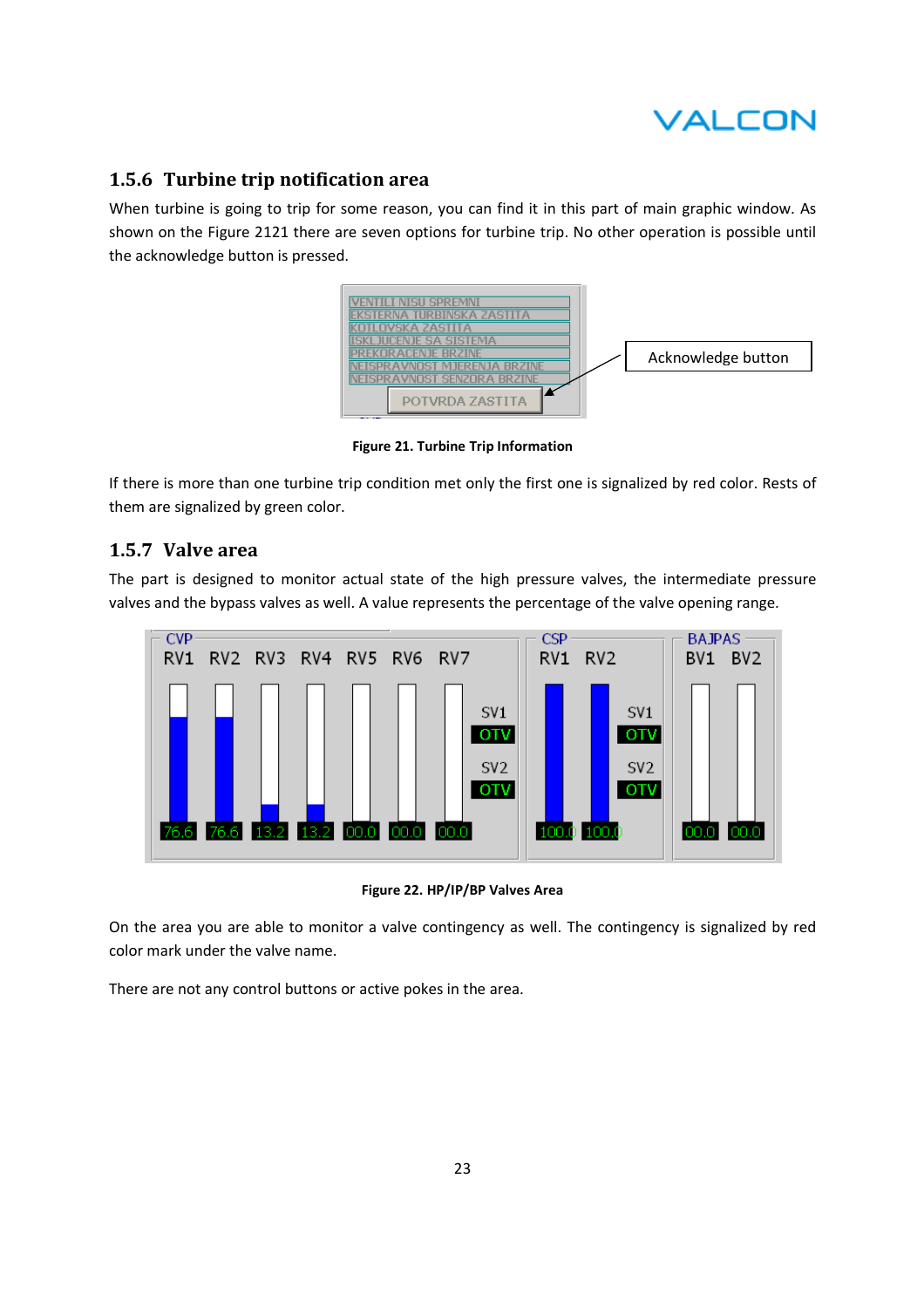### 1.5.6 Turbine trip notification area

When turbine is going to trip for some reason, you can find it in this part of main graphic window. As shown on the Figure 2121 there are seven options for turbine trip. No other operation is possible until the acknowledge button is pressed.

Figure 21. Turbine Trip Information

If there is more than one turbine trip condition met only the first one is signalized by red color. Rests of them are signalized by green color.

### 1.5.7 Valve area

The part is designed to monitor actual state of the high pressure valves, the intermediate pressure valves and the bypass valves as well. A value represents the percentage of the valve opening range.

Figure 22. HP/IP/BP Valves Area

On the area you are able to monitor a valve contingency as well. The contingency is signalized by red color mark under the valve name.

There are not any control buttons or active pokes in the area.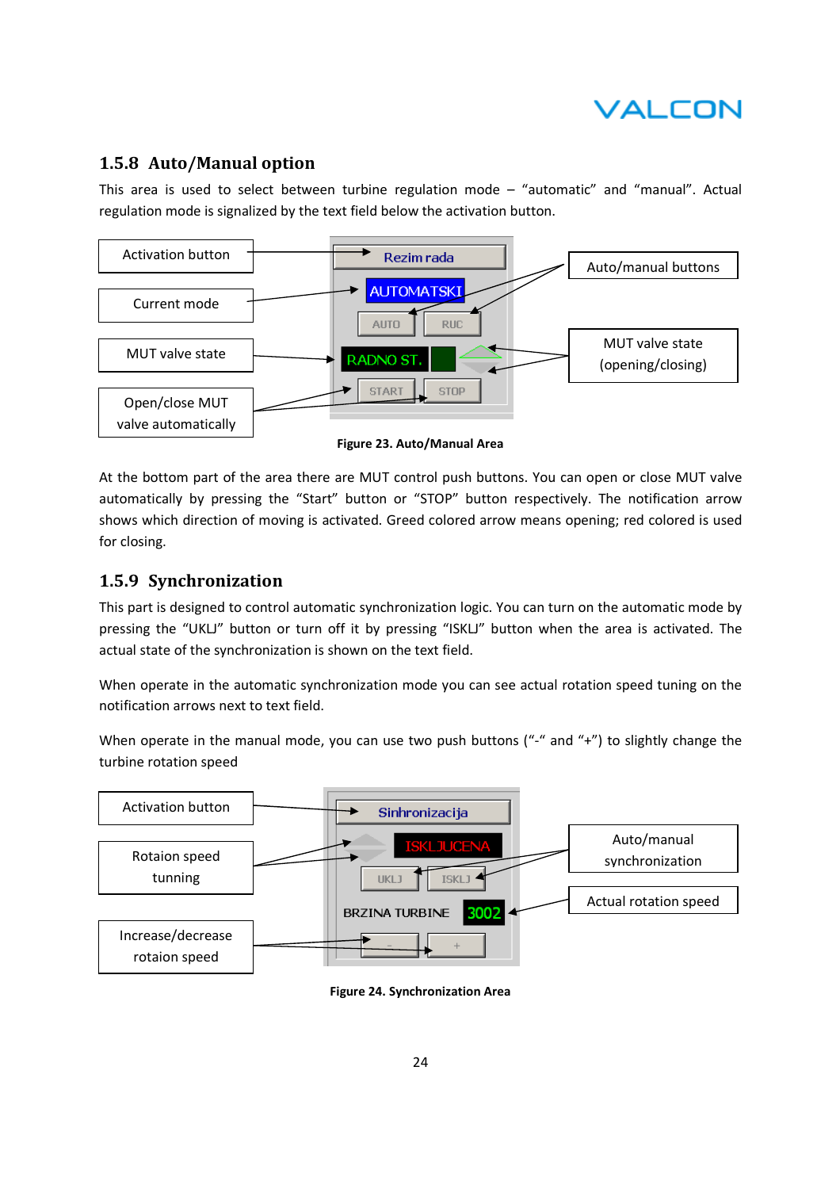### 1.5.8 Auto/Manual option

This area is used to select between turbine regulation mode – "automatic" and "manual". Actual regulation mode is signalized by the text field below the activation button.

Activation button

Current mode

MUT valve state

Open/close MUT valve automatically

Rezim rada

AUTOMATSKI

AUTO RUC

RADNO ST.

START STOP

Auto/manual buttons

MUT valve state (opening/closing)

**Figure 23. Auto/Manual Area**

At the bottom part of the area there are MUT control push buttons. You can open or close MUT valve automatically by pressing the "Start" button or "STOP" button respectively. The notification arrow shows which direction of moving is activated. Greed colored arrow means opening; red colored is used for closing.

### 1.5.9 Synchronization

This part is designed to control automatic synchronization logic. You can turn on the automatic mode by pressing the "UKLJ" button or turn off it by pressing "ISKLJ" button when the area is activated. The actual state of the synchronization is shown on the text field.

When operate in the automatic synchronization mode you can see actual rotation speed tuning on the notification arrows next to text field.

When operate in the manual mode, you can use two push buttons ("-" and "+") to slightly change the turbine rotation speed

Activation button

Rotaion speed tunning

Increase/decrease rotaion speed

Sinhronizacija

ISKLJUCENA

UKLJ ISKLJ

BRZINA TURBINE 3002

- +

Auto/manual synchronization

Actual rotation speed

**Figure 24. Synchronization Area**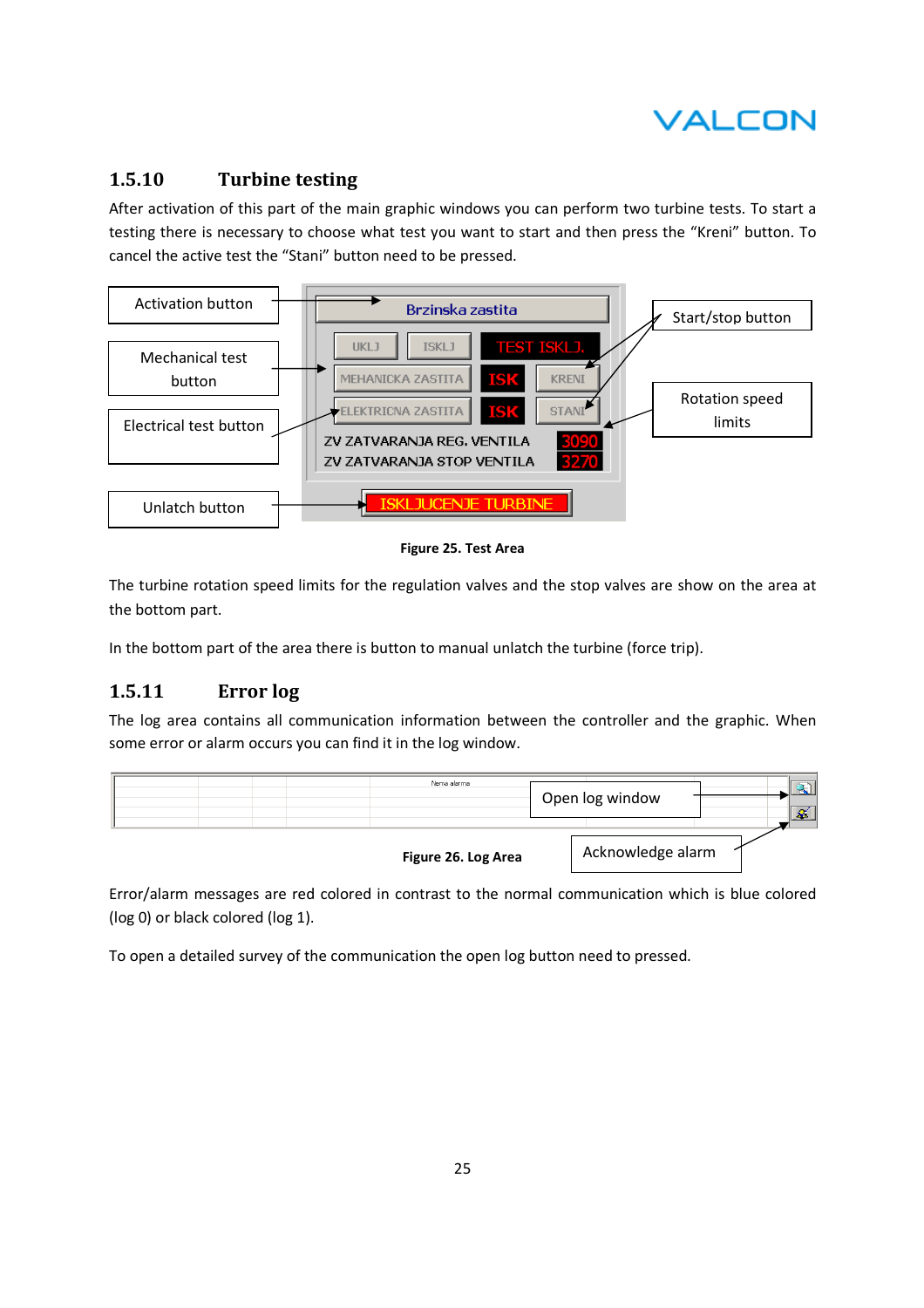### 1.5.10 Turbine testing

After activation of this part of the main graphic windows you can perform two turbine tests. To start a testing there is necessary to choose what test you want to start and then press the "Kreni" button. To cancel the active test the "Stani" button need to be pressed.

Figure 25. Test Area

The turbine rotation speed limits for the regulation valves and the stop valves are show on the area at the bottom part.

In the bottom part of the area there is button to manual unlatch the turbine (force trip).

### 1.5.11 Error log

The log area contains all communication information between the controller and the graphic. When some error or alarm occurs you can find it in the log window.

Figure 26. Log Area

Error/alarm messages are red colored in contrast to the normal communication which is blue colored (log 0) or black colored (log 1).

To open a detailed survey of the communication the open log button need to pressed.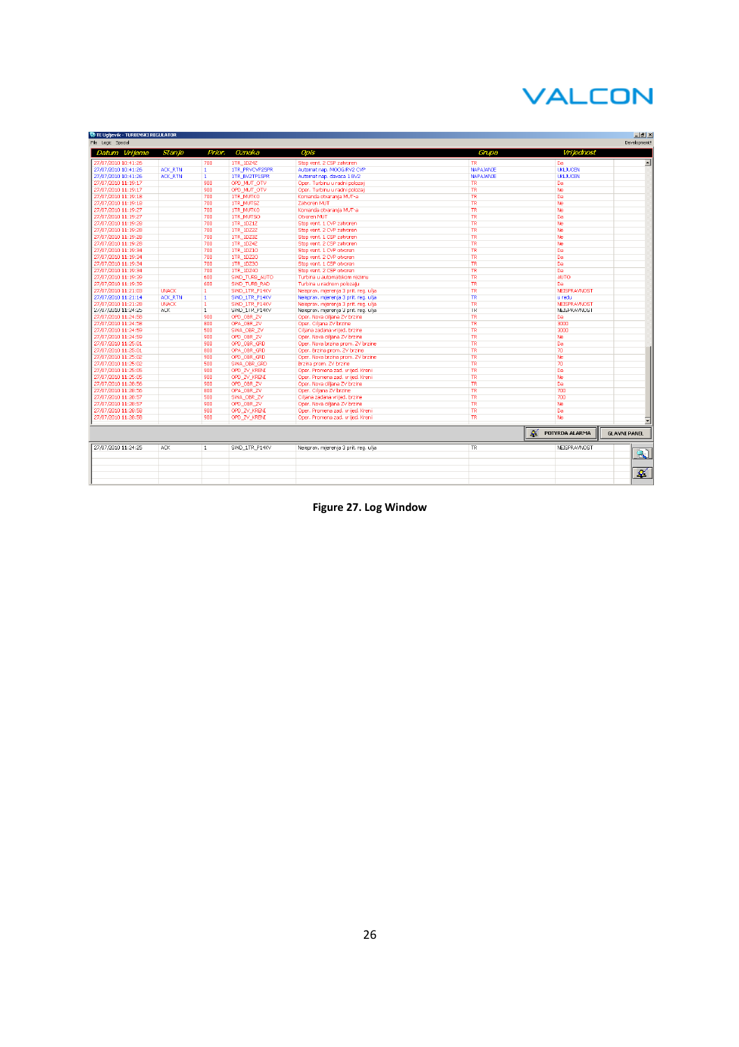Figure 27. Log Window